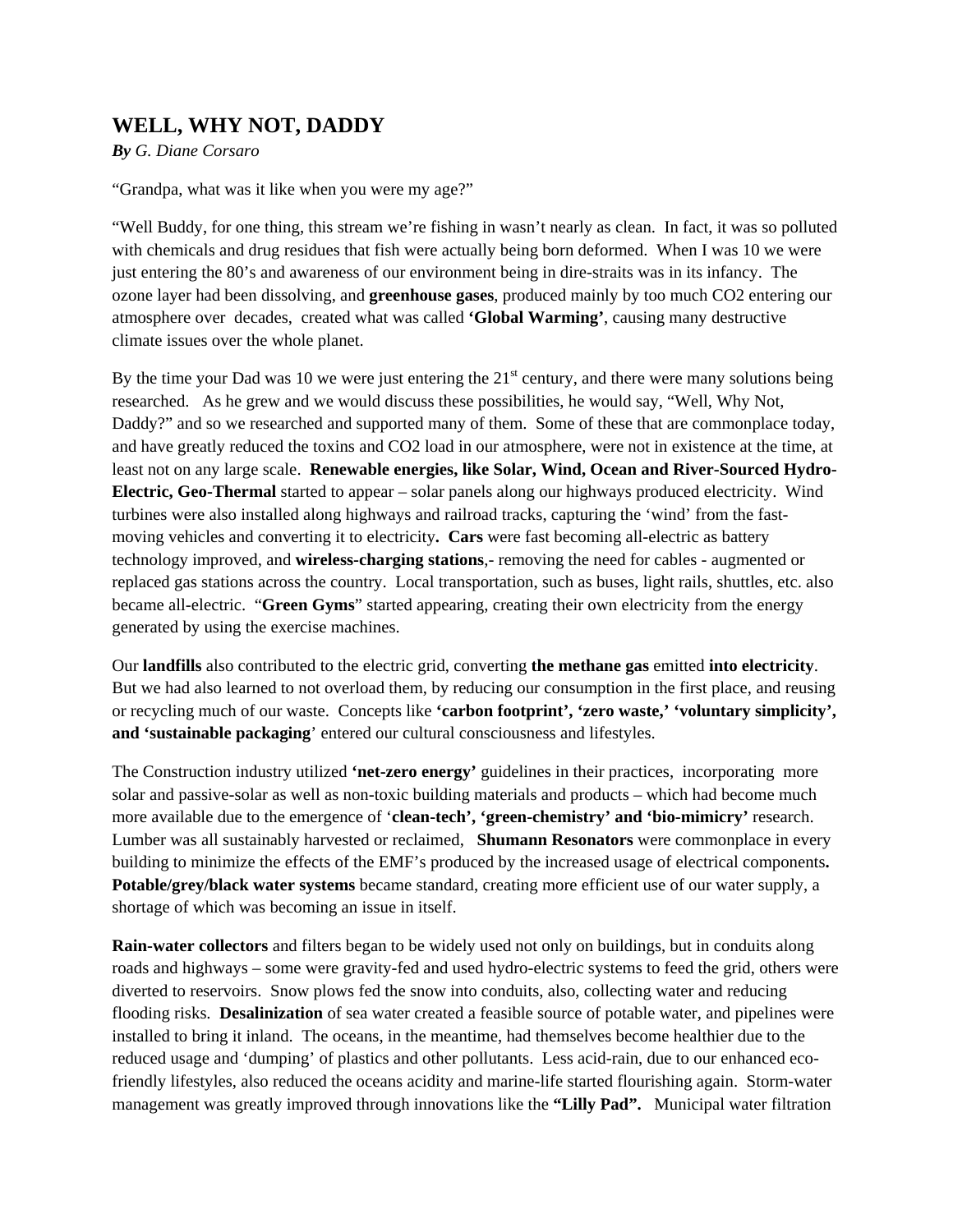# WELL, WHY NOT, DADDY

***By** G. Diane Corsaro*

"Grandpa, what was it like when you were my age?"

"Well Buddy, for one thing, this stream we're fishing in wasn't nearly as clean. In fact, it was so polluted with chemicals and drug residues that fish were actually being born deformed. When I was 10 we were just entering the 80's and awareness of our environment being in dire-straits was in its infancy. The ozone layer had been dissolving, and **greenhouse gases**, produced mainly by too much $CO_2$ entering our atmosphere over decades, created what was called **'Global Warming'**, causing many destructive climate issues over the whole planet.

By the time your Dad was 10 we were just entering the 21st century, and there were many solutions being researched. As he grew and we would discuss these possibilities, he would say, "Well, Why Not, Daddy?" and so we researched and supported many of them. Some of these that are commonplace today, and have greatly reduced the toxins and $CO_2$ load in our atmosphere, were not in existence at the time, at least not on any large scale. **Renewable energies, like Solar, Wind, Ocean and River-Sourced Hydro-Electric, Geo-Thermal** started to appear – solar panels along our highways produced electricity. Wind turbines were also installed along highways and railroad tracks, capturing the 'wind' from the fast-moving vehicles and converting it to electricity**. Cars** were fast becoming all-electric as battery technology improved, and **wireless-charging stations**,- removing the need for cables - augmented or replaced gas stations across the country. Local transportation, such as buses, light rails, shuttles, etc. also became all-electric. "**Green Gyms**" started appearing, creating their own electricity from the energy generated by using the exercise machines.

Our **landfills** also contributed to the electric grid, converting **the methane gas** emitted **into electricity**. But we had also learned to not overload them, by reducing our consumption in the first place, and reusing or recycling much of our waste. Concepts like **'carbon footprint', 'zero waste,' 'voluntary simplicity', and 'sustainable packaging**' entered our cultural consciousness and lifestyles.

The Construction industry utilized **'net-zero energy'** guidelines in their practices, incorporating more solar and passive-solar as well as non-toxic building materials and products – which had become much more available due to the emergence of '**clean-tech', 'green-chemistry' and 'bio-mimicry'** research. Lumber was all sustainably harvested or reclaimed, **Shumann Resonators** were commonplace in every building to minimize the effects of the EMF's produced by the increased usage of electrical components**. Potable/grey/black water systems** became standard, creating more efficient use of our water supply, a shortage of which was becoming an issue in itself.

**Rain-water collectors** and filters began to be widely used not only on buildings, but in conduits along roads and highways – some were gravity-fed and used hydro-electric systems to feed the grid, others were diverted to reservoirs. Snow plows fed the snow into conduits, also, collecting water and reducing flooding risks. **Desalinization** of sea water created a feasible source of potable water, and pipelines were installed to bring it inland. The oceans, in the meantime, had themselves become healthier due to the reduced usage and 'dumping' of plastics and other pollutants. Less acid-rain, due to our enhanced eco-friendly lifestyles, also reduced the oceans acidity and marine-life started flourishing again. Storm-water management was greatly improved through innovations like the **"Lilly Pad".** Municipal water filtration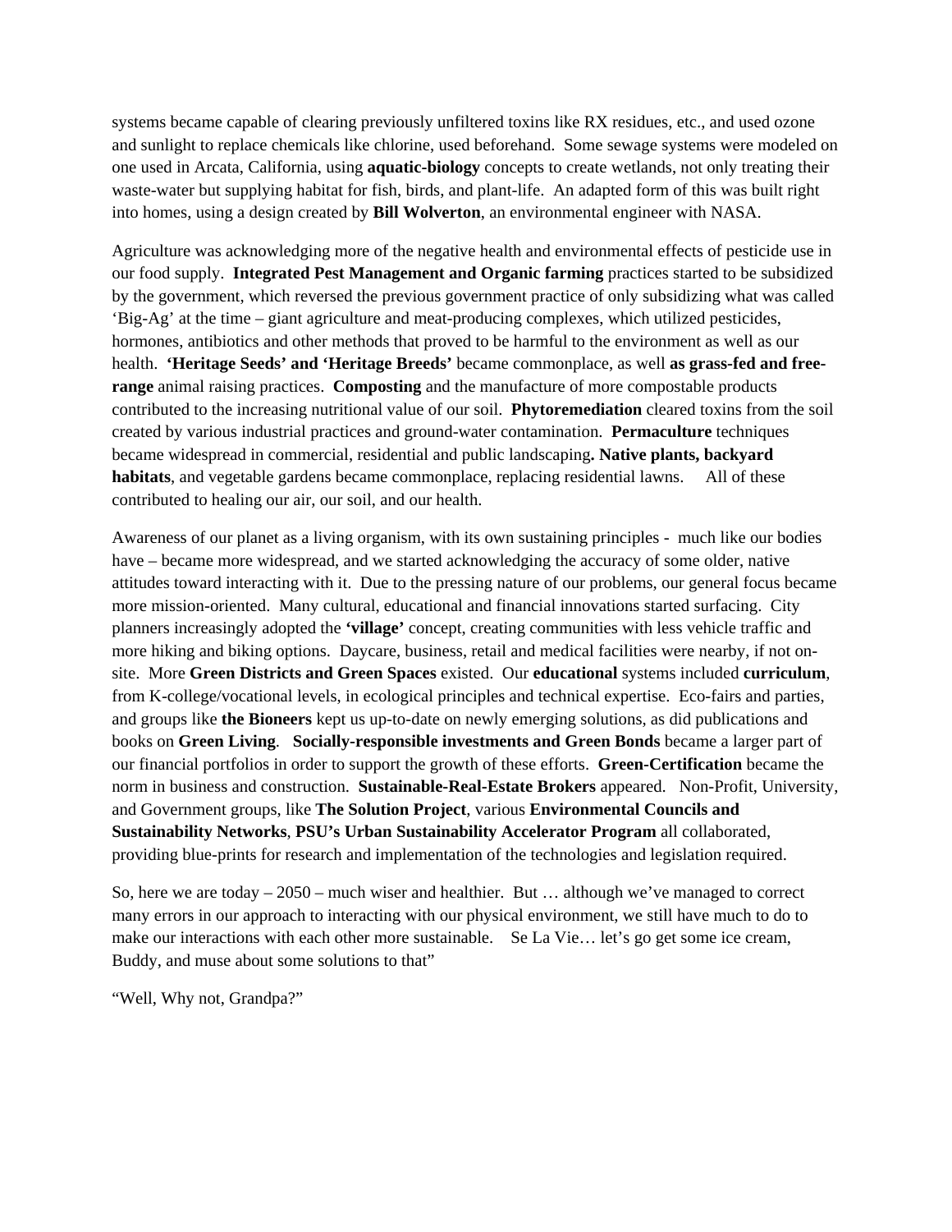systems became capable of clearing previously unfiltered toxins like RX residues, etc., and used ozone and sunlight to replace chemicals like chlorine, used beforehand. Some sewage systems were modeled on one used in Arcata, California, using **aquatic-biology** concepts to create wetlands, not only treating their waste-water but supplying habitat for fish, birds, and plant-life. An adapted form of this was built right into homes, using a design created by **Bill Wolverton**, an environmental engineer with NASA.

Agriculture was acknowledging more of the negative health and environmental effects of pesticide use in our food supply. **Integrated Pest Management and Organic farming** practices started to be subsidized by the government, which reversed the previous government practice of only subsidizing what was called 'Big-Ag' at the time – giant agriculture and meat-producing complexes, which utilized pesticides, hormones, antibiotics and other methods that proved to be harmful to the environment as well as our health. **'Heritage Seeds' and 'Heritage Breeds'** became commonplace, as well **as grass-fed and free-range** animal raising practices. **Composting** and the manufacture of more compostable products contributed to the increasing nutritional value of our soil. **Phytoremediation** cleared toxins from the soil created by various industrial practices and ground-water contamination. **Permaculture** techniques became widespread in commercial, residential and public landscaping**. Native plants, backyard habitats**, and vegetable gardens became commonplace, replacing residential lawns. All of these contributed to healing our air, our soil, and our health.

Awareness of our planet as a living organism, with its own sustaining principles - much like our bodies have – became more widespread, and we started acknowledging the accuracy of some older, native attitudes toward interacting with it. Due to the pressing nature of our problems, our general focus became more mission-oriented. Many cultural, educational and financial innovations started surfacing. City planners increasingly adopted the **'village'** concept, creating communities with less vehicle traffic and more hiking and biking options. Daycare, business, retail and medical facilities were nearby, if not on-site. More **Green Districts and Green Spaces** existed. Our **educational** systems included **curriculum**, from K-college/vocational levels, in ecological principles and technical expertise. Eco-fairs and parties, and groups like **the Bioneers** kept us up-to-date on newly emerging solutions, as did publications and books on **Green Living**. **Socially-responsible investments and Green Bonds** became a larger part of our financial portfolios in order to support the growth of these efforts. **Green-Certification** became the norm in business and construction. **Sustainable-Real-Estate Brokers** appeared. Non-Profit, University, and Government groups, like **The Solution Project**, various **Environmental Councils and Sustainability Networks**, **PSU's Urban Sustainability Accelerator Program** all collaborated, providing blue-prints for research and implementation of the technologies and legislation required.

So, here we are today – 2050 – much wiser and healthier. But … although we've managed to correct many errors in our approach to interacting with our physical environment, we still have much to do to make our interactions with each other more sustainable. Se La Vie… let's go get some ice cream, Buddy, and muse about some solutions to that"

"Well, Why not, Grandpa?"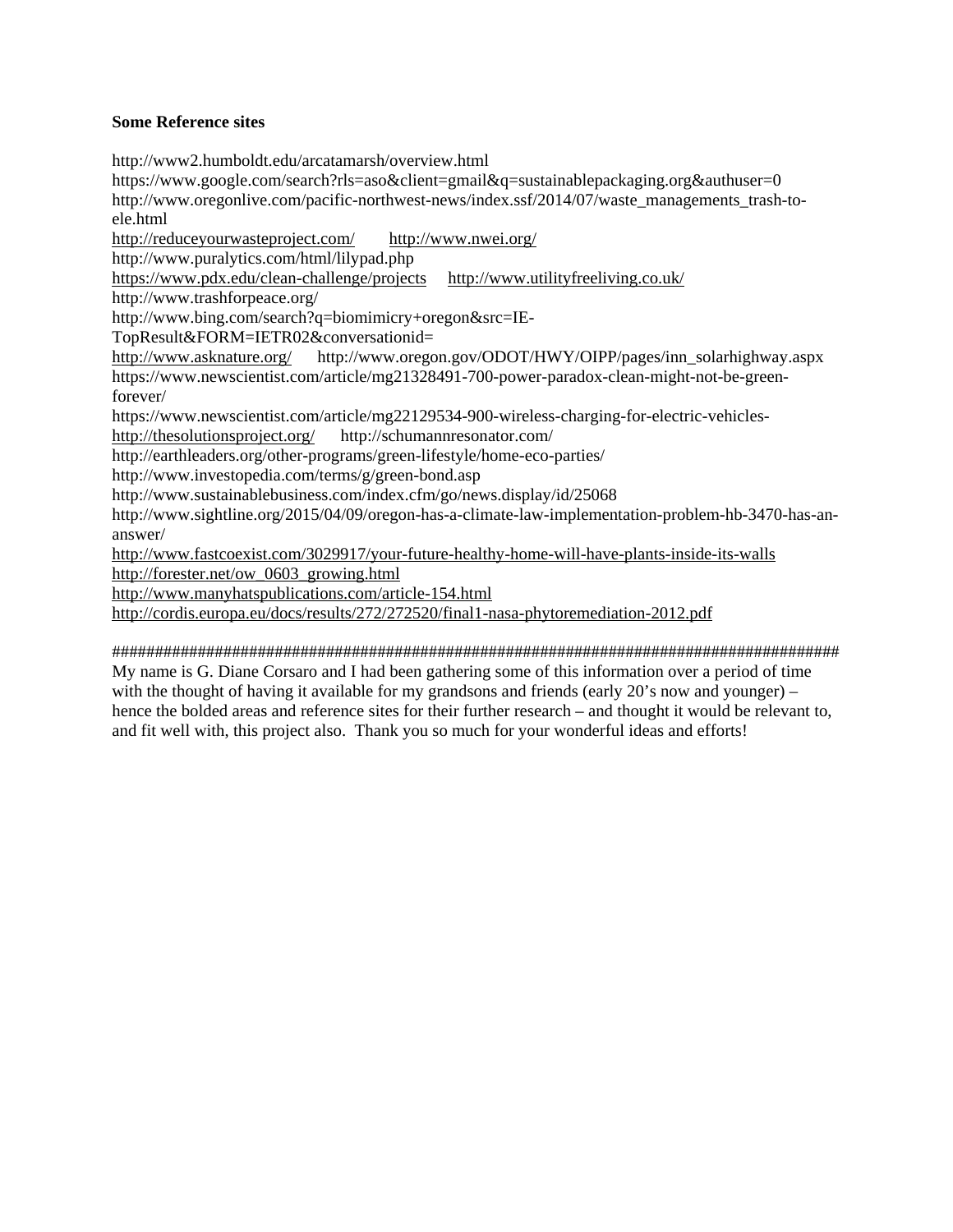**Some Reference sites**

http://www2.humboldt.edu/arcatamarsh/overview.html
https://www.google.com/search?rls=aso&client=gmail&q=sustainablepackaging.org&authuser=0
http://www.oregonlive.com/pacific-northwest-news/index.ssf/2014/07/waste_managements_trash-to-ele.html
http://reduceyourwasteproject.com/ http://www.nwei.org/
http://www.puralytics.com/html/lilypad.php
https://www.pdx.edu/clean-challenge/projects http://www.utilityfreeliving.co.uk/
http://www.trashforpeace.org/
http://www.bing.com/search?q=biomimicry+oregon&src=IE-TopResult&FORM=IETR02&conversationid=
http://www.asknature.org/ http://www.oregon.gov/ODOT/HWY/OIPP/pages/inn_solarhighway.aspx
https://www.newscientist.com/article/mg21328491-700-power-paradox-clean-might-not-be-green-forever/
https://www.newscientist.com/article/mg22129534-900-wireless-charging-for-electric-vehicles-
http://thesolutionsproject.org/ http://schumannresonator.com/
http://earthleaders.org/other-programs/green-lifestyle/home-eco-parties/
http://www.investopedia.com/terms/g/green-bond.asp
http://www.sustainablebusiness.com/index.cfm/go/news.display/id/25068
http://www.sightline.org/2015/04/09/oregon-has-a-climate-law-implementation-problem-hb-3470-has-an-answer/
http://www.fastcoexist.com/3029917/your-future-healthy-home-will-have-plants-inside-its-walls
http://forester.net/ow_0603_growing.html
http://www.manyhatspublications.com/article-154.html
http://cordis.europa.eu/docs/results/272/272520/final1-nasa-phytoremediation-2012.pdf

##########################################################################################

My name is G. Diane Corsaro and I had been gathering some of this information over a period of time with the thought of having it available for my grandsons and friends (early 20's now and younger) – hence the bolded areas and reference sites for their further research – and thought it would be relevant to, and fit well with, this project also. Thank you so much for your wonderful ideas and efforts!